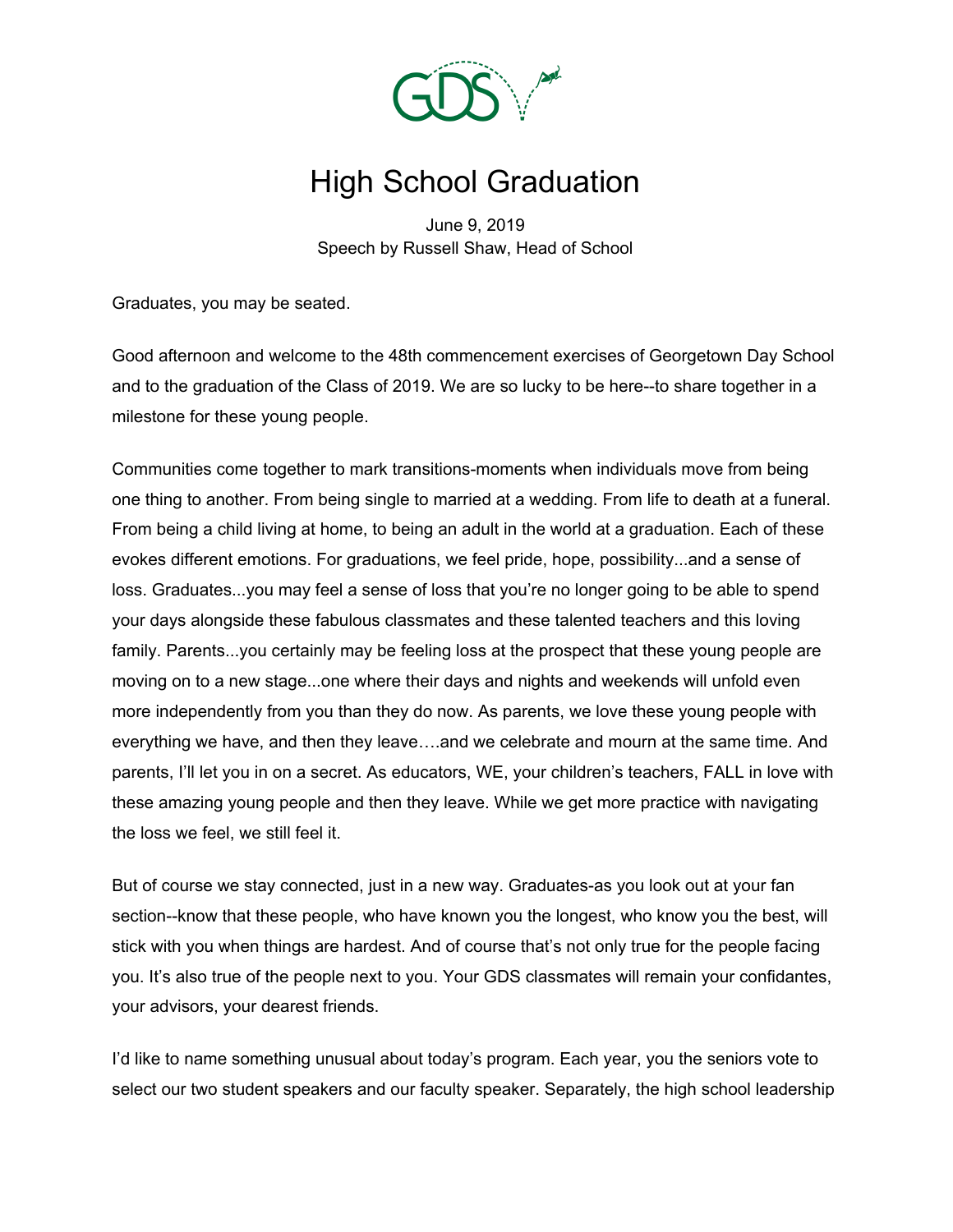# High School Graduation

June 9, 2019
Speech by Russell Shaw, Head of School

Graduates, you may be seated.

Good afternoon and welcome to the 48th commencement exercises of Georgetown Day School and to the graduation of the Class of 2019. We are so lucky to be here--to share together in a milestone for these young people.

Communities come together to mark transitions-moments when individuals move from being one thing to another. From being single to married at a wedding. From life to death at a funeral. From being a child living at home, to being an adult in the world at a graduation. Each of these evokes different emotions. For graduations, we feel pride, hope, possibility...and a sense of loss. Graduates...you may feel a sense of loss that you're no longer going to be able to spend your days alongside these fabulous classmates and these talented teachers and this loving family. Parents...you certainly may be feeling loss at the prospect that these young people are moving on to a new stage...one where their days and nights and weekends will unfold even more independently from you than they do now. As parents, we love these young people with everything we have, and then they leave….and we celebrate and mourn at the same time. And parents, I'll let you in on a secret. As educators, WE, your children's teachers, FALL in love with these amazing young people and then they leave. While we get more practice with navigating the loss we feel, we still feel it.

But of course we stay connected, just in a new way. Graduates-as you look out at your fan section--know that these people, who have known you the longest, who know you the best, will stick with you when things are hardest. And of course that's not only true for the people facing you. It's also true of the people next to you. Your GDS classmates will remain your confidantes, your advisors, your dearest friends.

I'd like to name something unusual about today's program. Each year, you the seniors vote to select our two student speakers and our faculty speaker. Separately, the high school leadership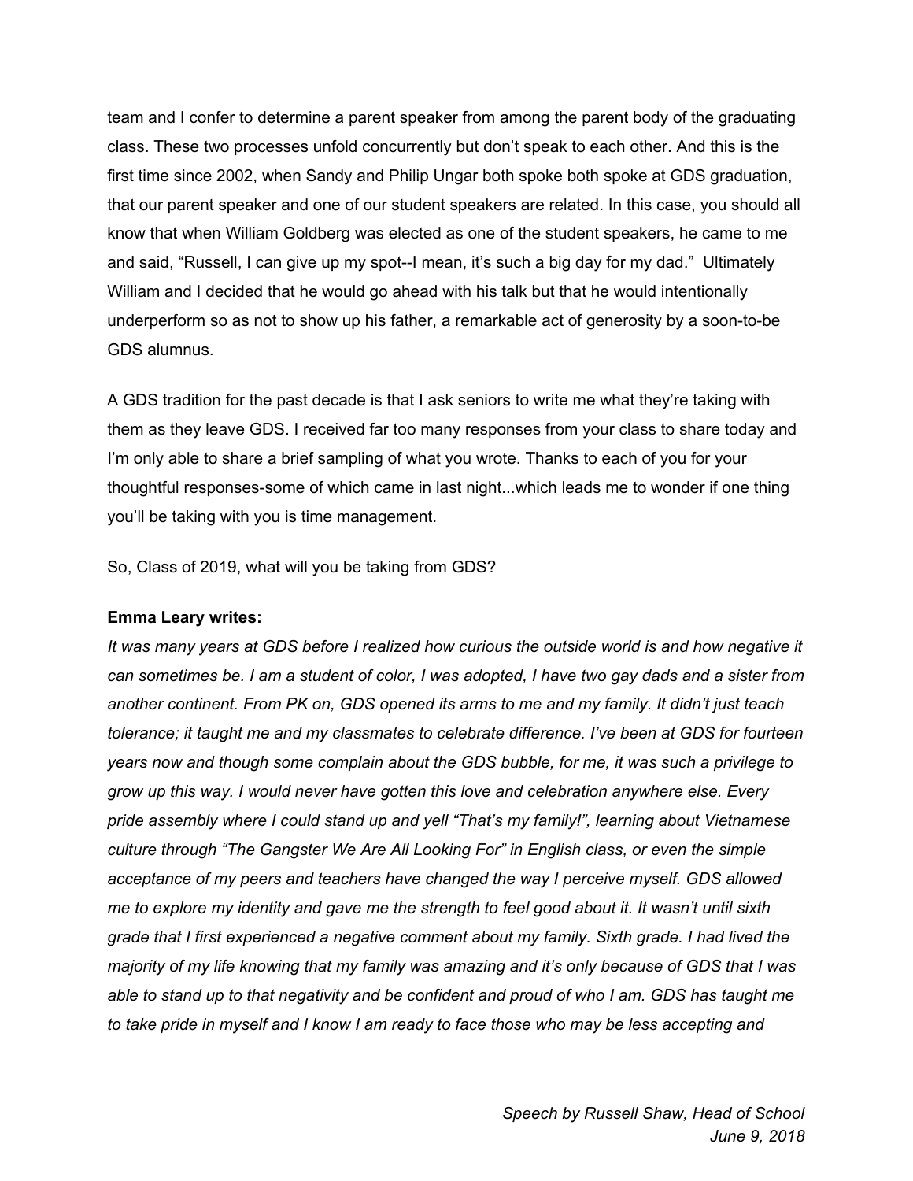team and I confer to determine a parent speaker from among the parent body of the graduating class. These two processes unfold concurrently but don't speak to each other. And this is the first time since 2002, when Sandy and Philip Ungar both spoke both spoke at GDS graduation, that our parent speaker and one of our student speakers are related. In this case, you should all know that when William Goldberg was elected as one of the student speakers, he came to me and said, "Russell, I can give up my spot--I mean, it's such a big day for my dad." Ultimately William and I decided that he would go ahead with his talk but that he would intentionally underperform so as not to show up his father, a remarkable act of generosity by a soon-to-be GDS alumnus.

A GDS tradition for the past decade is that I ask seniors to write me what they're taking with them as they leave GDS. I received far too many responses from your class to share today and I'm only able to share a brief sampling of what you wrote. Thanks to each of you for your thoughtful responses-some of which came in last night...which leads me to wonder if one thing you'll be taking with you is time management.

So, Class of 2019, what will you be taking from GDS?

**Emma Leary writes:**

*It was many years at GDS before I realized how curious the outside world is and how negative it can sometimes be. I am a student of color, I was adopted, I have two gay dads and a sister from another continent. From PK on, GDS opened its arms to me and my family. It didn't just teach tolerance; it taught me and my classmates to celebrate difference. I've been at GDS for fourteen years now and though some complain about the GDS bubble, for me, it was such a privilege to grow up this way. I would never have gotten this love and celebration anywhere else. Every pride assembly where I could stand up and yell "That's my family!", learning about Vietnamese culture through "The Gangster We Are All Looking For" in English class, or even the simple acceptance of my peers and teachers have changed the way I perceive myself. GDS allowed me to explore my identity and gave me the strength to feel good about it. It wasn't until sixth grade that I first experienced a negative comment about my family. Sixth grade. I had lived the majority of my life knowing that my family was amazing and it's only because of GDS that I was able to stand up to that negativity and be confident and proud of who I am. GDS has taught me to take pride in myself and I know I am ready to face those who may be less accepting and*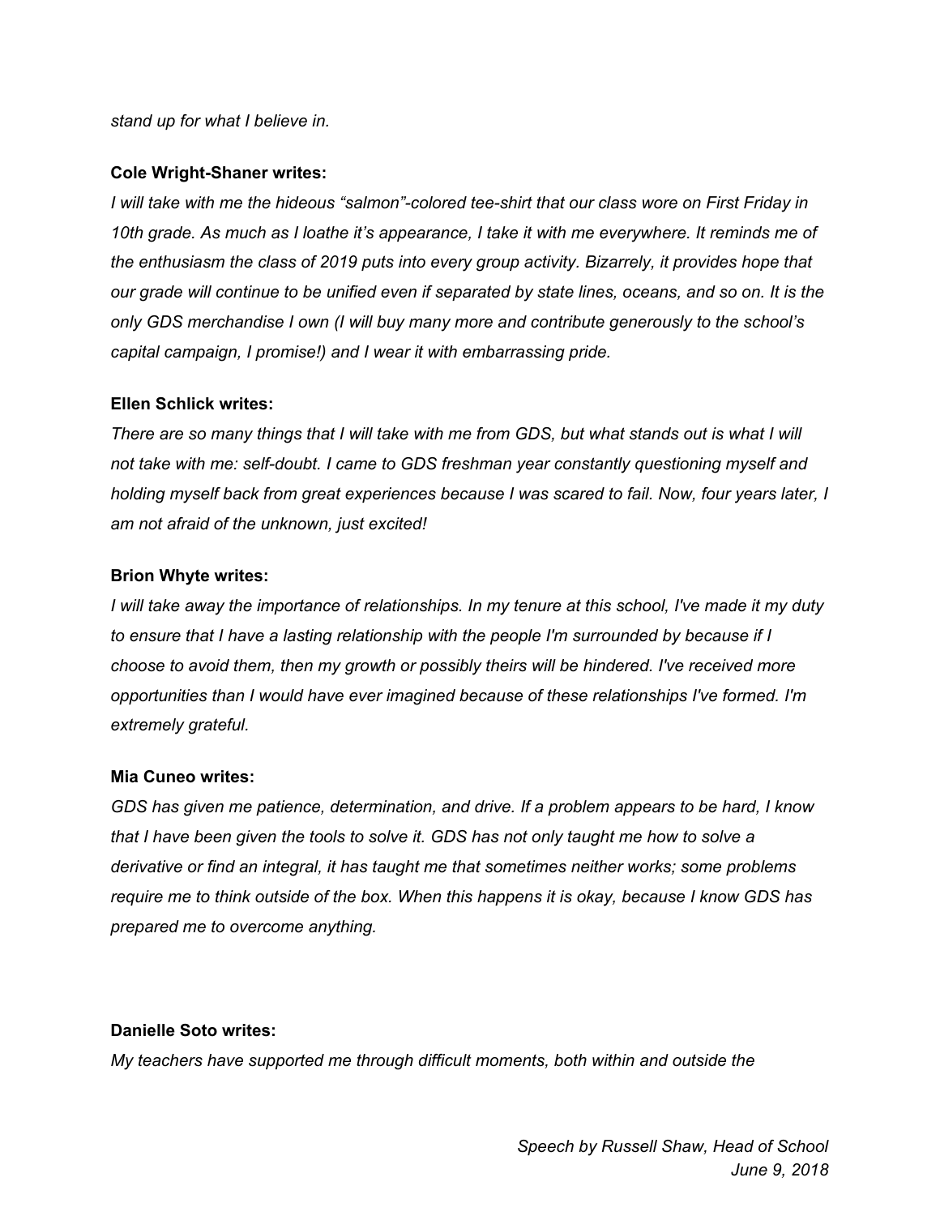*stand up for what I believe in.*

**Cole Wright-Shaner writes:**

*I will take with me the hideous "salmon"-colored tee-shirt that our class wore on First Friday in 10th grade. As much as I loathe it's appearance, I take it with me everywhere. It reminds me of the enthusiasm the class of 2019 puts into every group activity. Bizarrely, it provides hope that our grade will continue to be unified even if separated by state lines, oceans, and so on. It is the only GDS merchandise I own (I will buy many more and contribute generously to the school's capital campaign, I promise!) and I wear it with embarrassing pride.*

**Ellen Schlick writes:**

*There are so many things that I will take with me from GDS, but what stands out is what I will not take with me: self-doubt. I came to GDS freshman year constantly questioning myself and holding myself back from great experiences because I was scared to fail. Now, four years later, I am not afraid of the unknown, just excited!*

**Brion Whyte writes:**

*I will take away the importance of relationships. In my tenure at this school, I've made it my duty to ensure that I have a lasting relationship with the people I'm surrounded by because if I choose to avoid them, then my growth or possibly theirs will be hindered. I've received more opportunities than I would have ever imagined because of these relationships I've formed. I'm extremely grateful.*

**Mia Cuneo writes:**

*GDS has given me patience, determination, and drive. If a problem appears to be hard, I know that I have been given the tools to solve it. GDS has not only taught me how to solve a derivative or find an integral, it has taught me that sometimes neither works; some problems require me to think outside of the box. When this happens it is okay, because I know GDS has prepared me to overcome anything.*

**Danielle Soto writes:**

*My teachers have supported me through difficult moments, both within and outside the*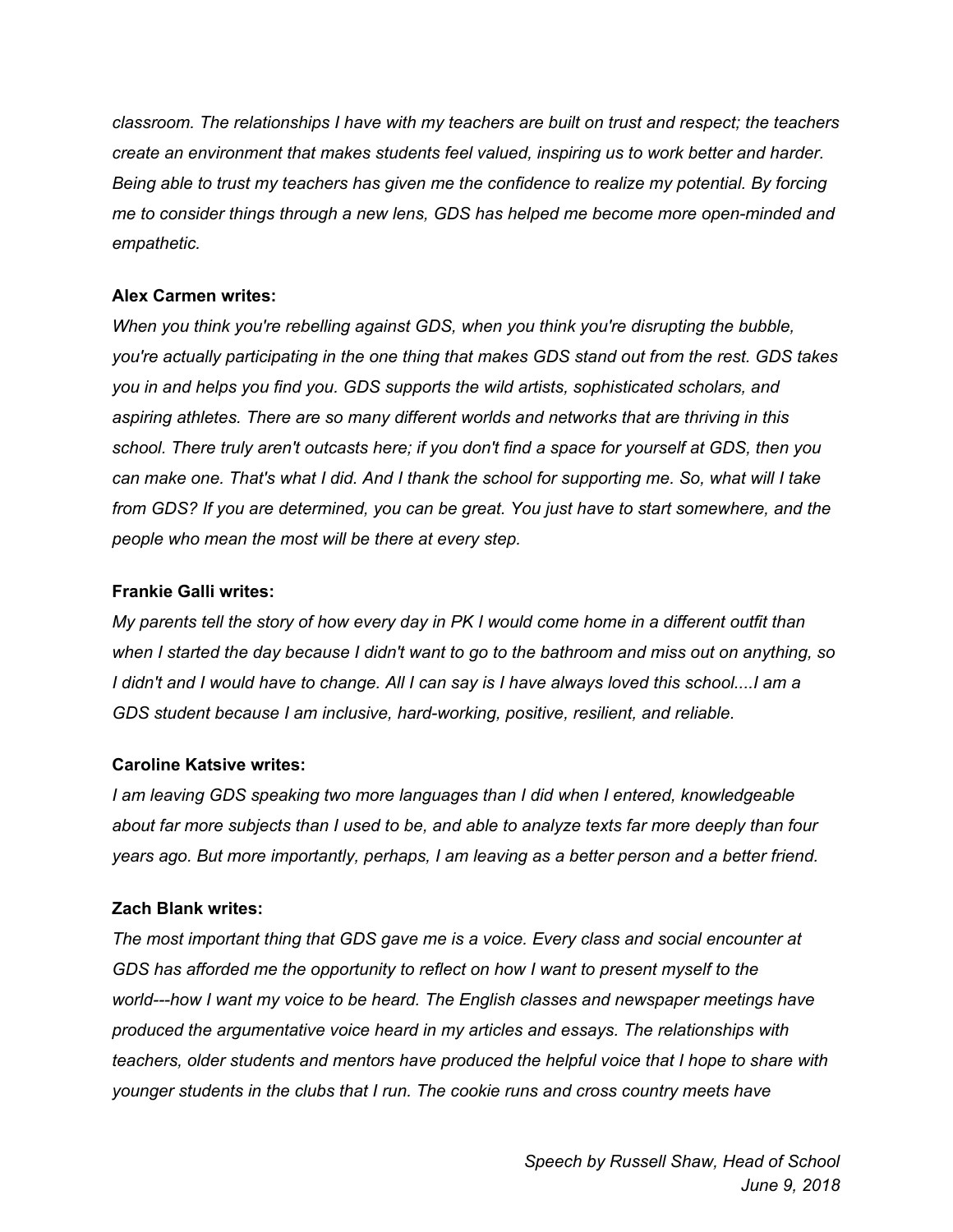*classroom. The relationships I have with my teachers are built on trust and respect; the teachers create an environment that makes students feel valued, inspiring us to work better and harder. Being able to trust my teachers has given me the confidence to realize my potential. By forcing me to consider things through a new lens, GDS has helped me become more open-minded and empathetic.*

**Alex Carmen writes:**

*When you think you're rebelling against GDS, when you think you're disrupting the bubble, you're actually participating in the one thing that makes GDS stand out from the rest. GDS takes you in and helps you find you. GDS supports the wild artists, sophisticated scholars, and aspiring athletes. There are so many different worlds and networks that are thriving in this school. There truly aren't outcasts here; if you don't find a space for yourself at GDS, then you can make one. That's what I did. And I thank the school for supporting me. So, what will I take from GDS? If you are determined, you can be great. You just have to start somewhere, and the people who mean the most will be there at every step.*

**Frankie Galli writes:**

*My parents tell the story of how every day in PK I would come home in a different outfit than when I started the day because I didn't want to go to the bathroom and miss out on anything, so I didn't and I would have to change. All I can say is I have always loved this school....I am a GDS student because I am inclusive, hard-working, positive, resilient, and reliable.*

**Caroline Katsive writes:**

*I am leaving GDS speaking two more languages than I did when I entered, knowledgeable about far more subjects than I used to be, and able to analyze texts far more deeply than four years ago. But more importantly, perhaps, I am leaving as a better person and a better friend.*

**Zach Blank writes:**

*The most important thing that GDS gave me is a voice. Every class and social encounter at GDS has afforded me the opportunity to reflect on how I want to present myself to the world---how I want my voice to be heard. The English classes and newspaper meetings have produced the argumentative voice heard in my articles and essays. The relationships with teachers, older students and mentors have produced the helpful voice that I hope to share with younger students in the clubs that I run. The cookie runs and cross country meets have*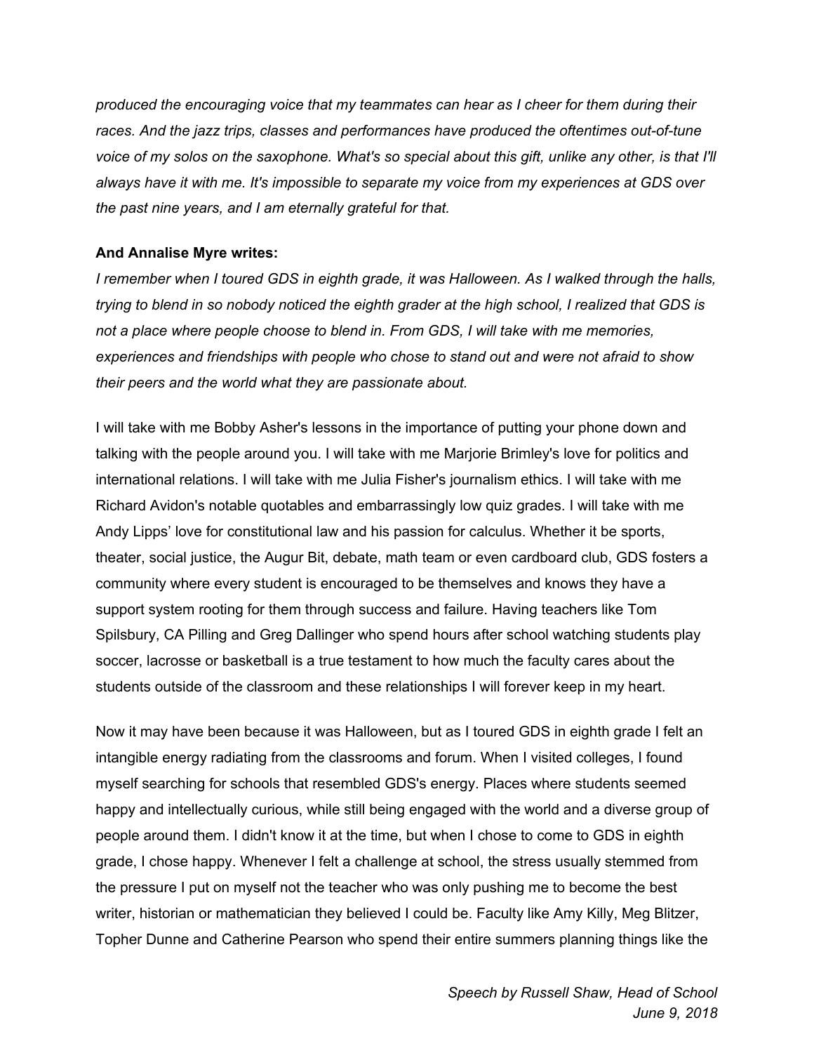*produced the encouraging voice that my teammates can hear as I cheer for them during their races. And the jazz trips, classes and performances have produced the oftentimes out-of-tune voice of my solos on the saxophone. What's so special about this gift, unlike any other, is that I'll always have it with me. It's impossible to separate my voice from my experiences at GDS over the past nine years, and I am eternally grateful for that.*

**And Annalise Myre writes:**

*I remember when I toured GDS in eighth grade, it was Halloween. As I walked through the halls, trying to blend in so nobody noticed the eighth grader at the high school, I realized that GDS is not a place where people choose to blend in. From GDS, I will take with me memories, experiences and friendships with people who chose to stand out and were not afraid to show their peers and the world what they are passionate about.*

I will take with me Bobby Asher's lessons in the importance of putting your phone down and talking with the people around you. I will take with me Marjorie Brimley's love for politics and international relations. I will take with me Julia Fisher's journalism ethics. I will take with me Richard Avidon's notable quotables and embarrassingly low quiz grades. I will take with me Andy Lipps' love for constitutional law and his passion for calculus. Whether it be sports, theater, social justice, the Augur Bit, debate, math team or even cardboard club, GDS fosters a community where every student is encouraged to be themselves and knows they have a support system rooting for them through success and failure. Having teachers like Tom Spilsbury, CA Pilling and Greg Dallinger who spend hours after school watching students play soccer, lacrosse or basketball is a true testament to how much the faculty cares about the students outside of the classroom and these relationships I will forever keep in my heart.

Now it may have been because it was Halloween, but as I toured GDS in eighth grade I felt an intangible energy radiating from the classrooms and forum. When I visited colleges, I found myself searching for schools that resembled GDS's energy. Places where students seemed happy and intellectually curious, while still being engaged with the world and a diverse group of people around them. I didn't know it at the time, but when I chose to come to GDS in eighth grade, I chose happy. Whenever I felt a challenge at school, the stress usually stemmed from the pressure I put on myself not the teacher who was only pushing me to become the best writer, historian or mathematician they believed I could be. Faculty like Amy Killy, Meg Blitzer, Topher Dunne and Catherine Pearson who spend their entire summers planning things like the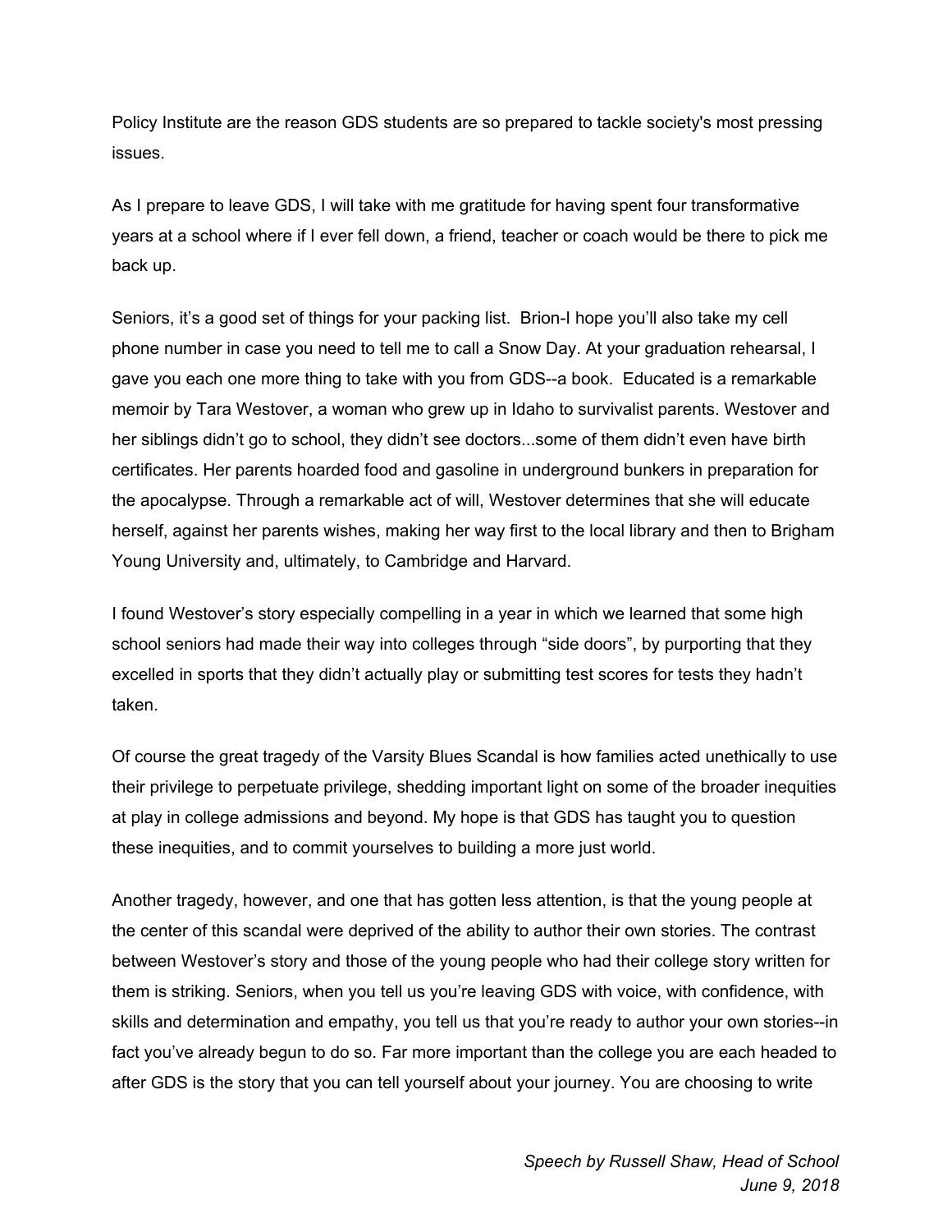Policy Institute are the reason GDS students are so prepared to tackle society's most pressing issues.

As I prepare to leave GDS, I will take with me gratitude for having spent four transformative years at a school where if I ever fell down, a friend, teacher or coach would be there to pick me back up.

Seniors, it's a good set of things for your packing list.  Brion-I hope you'll also take my cell phone number in case you need to tell me to call a Snow Day. At your graduation rehearsal, I gave you each one more thing to take with you from GDS--a book.  Educated is a remarkable memoir by Tara Westover, a woman who grew up in Idaho to survivalist parents. Westover and her siblings didn't go to school, they didn't see doctors...some of them didn't even have birth certificates. Her parents hoarded food and gasoline in underground bunkers in preparation for the apocalypse. Through a remarkable act of will, Westover determines that she will educate herself, against her parents wishes, making her way first to the local library and then to Brigham Young University and, ultimately, to Cambridge and Harvard.

I found Westover's story especially compelling in a year in which we learned that some high school seniors had made their way into colleges through "side doors", by purporting that they excelled in sports that they didn't actually play or submitting test scores for tests they hadn't taken.

Of course the great tragedy of the Varsity Blues Scandal is how families acted unethically to use their privilege to perpetuate privilege, shedding important light on some of the broader inequities at play in college admissions and beyond. My hope is that GDS has taught you to question these inequities, and to commit yourselves to building a more just world.

Another tragedy, however, and one that has gotten less attention, is that the young people at the center of this scandal were deprived of the ability to author their own stories. The contrast between Westover's story and those of the young people who had their college story written for them is striking. Seniors, when you tell us you're leaving GDS with voice, with confidence, with skills and determination and empathy, you tell us that you're ready to author your own stories--in fact you've already begun to do so. Far more important than the college you are each headed to after GDS is the story that you can tell yourself about your journey. You are choosing to write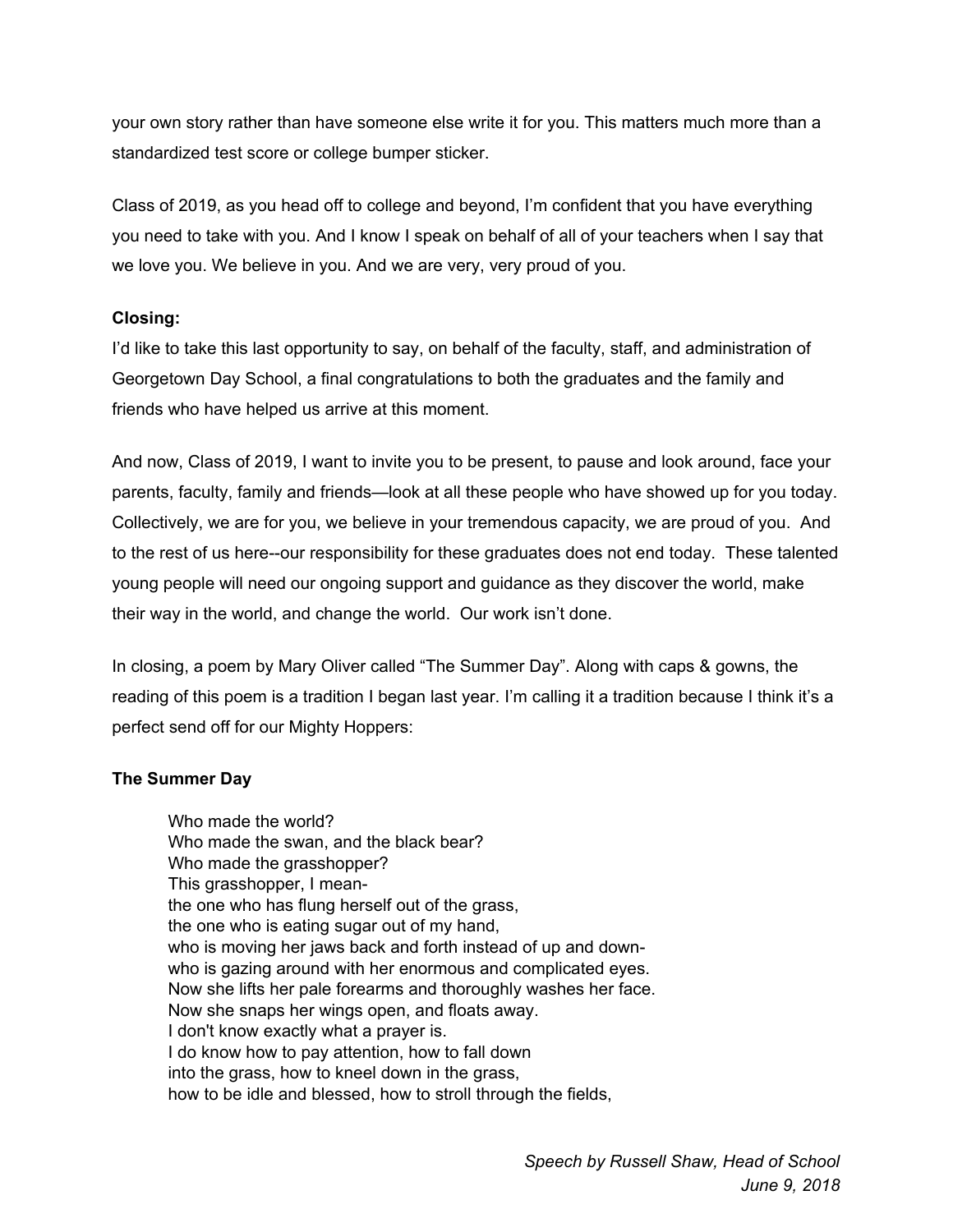your own story rather than have someone else write it for you. This matters much more than a standardized test score or college bumper sticker.

Class of 2019, as you head off to college and beyond, I'm confident that you have everything you need to take with you. And I know I speak on behalf of all of your teachers when I say that we love you. We believe in you. And we are very, very proud of you.

**Closing:**

I'd like to take this last opportunity to say, on behalf of the faculty, staff, and administration of Georgetown Day School, a final congratulations to both the graduates and the family and friends who have helped us arrive at this moment.

And now, Class of 2019, I want to invite you to be present, to pause and look around, face your parents, faculty, family and friends—look at all these people who have showed up for you today. Collectively, we are for you, we believe in your tremendous capacity, we are proud of you. And to the rest of us here--our responsibility for these graduates does not end today. These talented young people will need our ongoing support and guidance as they discover the world, make their way in the world, and change the world. Our work isn't done.

In closing, a poem by Mary Oliver called "The Summer Day". Along with caps & gowns, the reading of this poem is a tradition I began last year. I'm calling it a tradition because I think it's a perfect send off for our Mighty Hoppers:

**The Summer Day**

> Who made the world?
> Who made the swan, and the black bear?
> Who made the grasshopper?
> This grasshopper, I mean-
> the one who has flung herself out of the grass,
> the one who is eating sugar out of my hand,
> who is moving her jaws back and forth instead of up and down-
> who is gazing around with her enormous and complicated eyes.
> Now she lifts her pale forearms and thoroughly washes her face.
> Now she snaps her wings open, and floats away.
> I don't know exactly what a prayer is.
> I do know how to pay attention, how to fall down
> into the grass, how to kneel down in the grass,
> how to be idle and blessed, how to stroll through the fields,

*Speech by Russell Shaw, Head of School*
*June 9, 2018*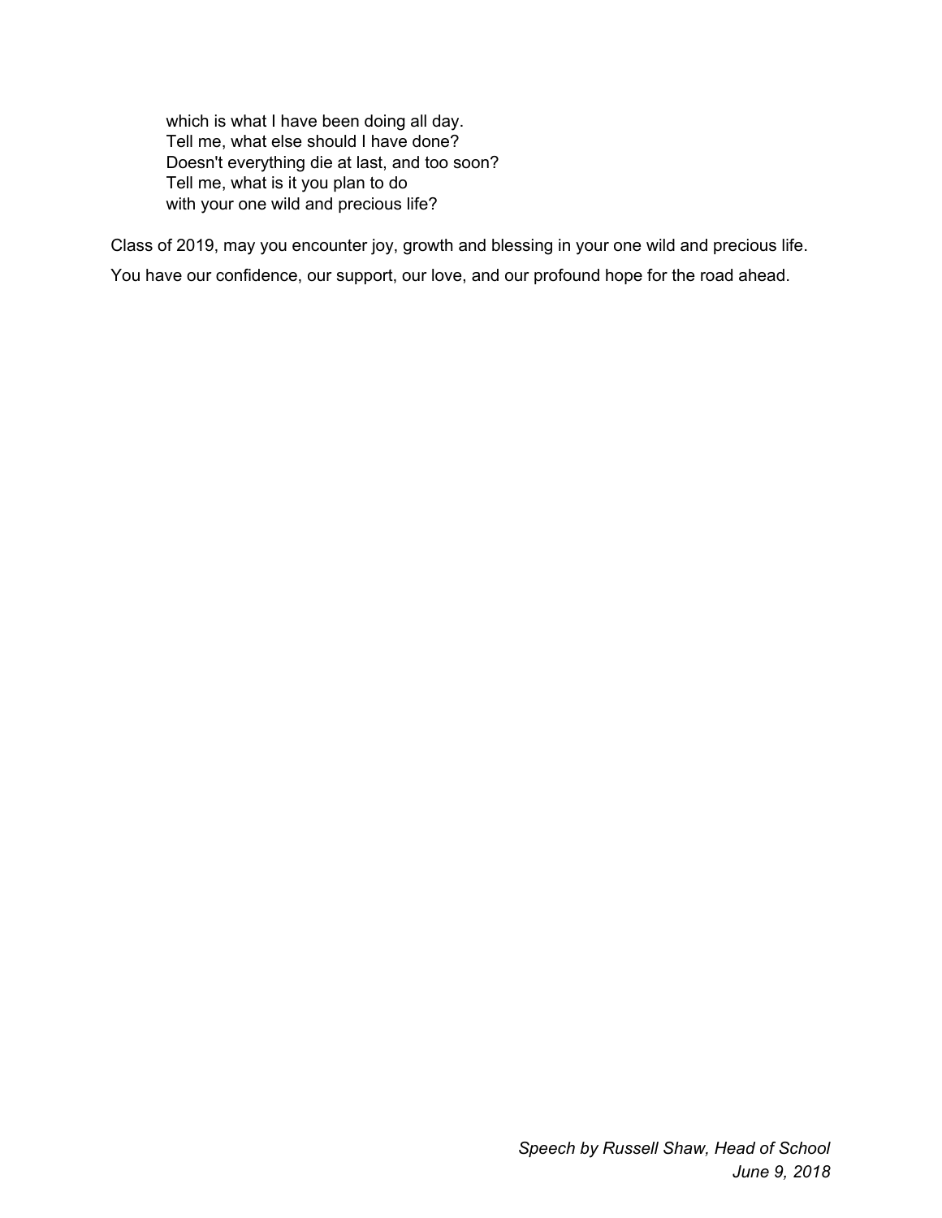> which is what I have been doing all day.
> Tell me, what else should I have done?
> Doesn't everything die at last, and too soon?
> Tell me, what is it you plan to do
> with your one wild and precious life?

Class of 2019, may you encounter joy, growth and blessing in your one wild and precious life.

You have our confidence, our support, our love, and our profound hope for the road ahead.

*Speech by Russell Shaw, Head of School*
*June 9, 2018*